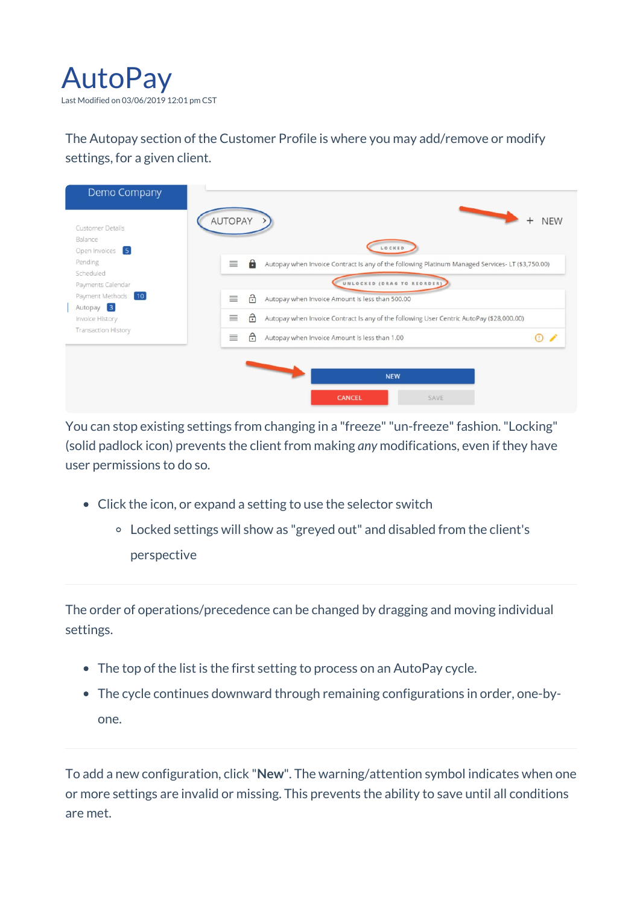# AutoPay

Last Modified on 03/06/2019 12:01 pm CST

The Autopay section of the Customer Profile is where you may add/remove or modify settings, for a given client.

You can stop existing settings from changing in a "freeze" "un-freeze" fashion. "Locking" (solid padlock icon) prevents the client from making *any* modifications, even if they have user permissions to do so.

- Click the icon, or expand a setting to use the selector switch
    - Locked settings will show as "greyed out" and disabled from the client's perspective

---

The order of operations/precedence can be changed by dragging and moving individual settings.

- The top of the list is the first setting to process on an AutoPay cycle.
- The cycle continues downward through remaining configurations in order, one-by-one.

---

To add a new configuration, click "**New**". The warning/attention symbol indicates when one or more settings are invalid or missing. This prevents the ability to save until all conditions are met.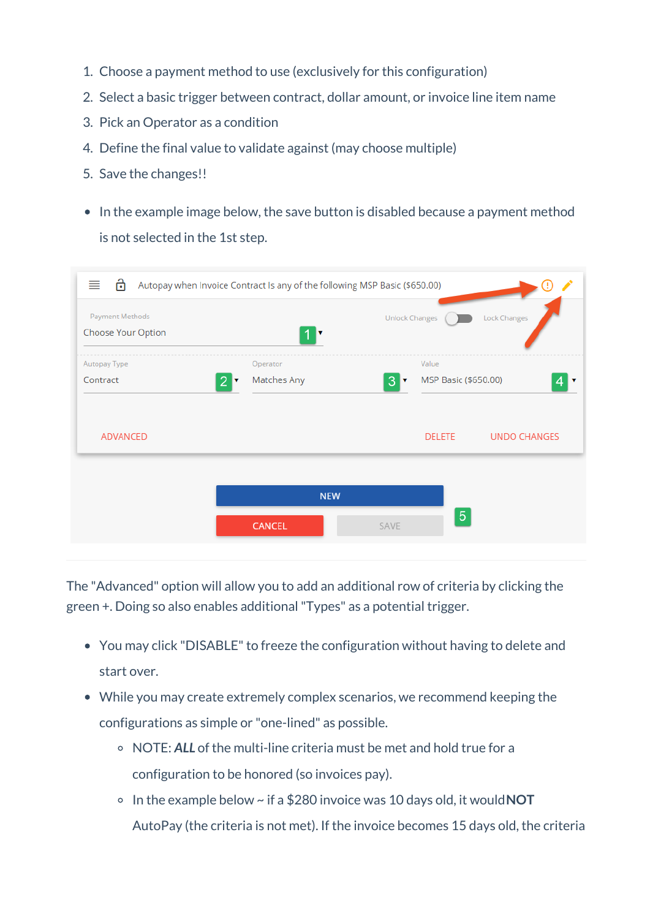1. Choose a payment method to use (exclusively for this configuration)
2. Select a basic trigger between contract, dollar amount, or invoice line item name
3. Pick an Operator as a condition
4. Define the final value to validate against (may choose multiple)
5. Save the changes!!

- In the example image below, the save button is disabled because a payment method is not selected in the 1st step.

---

The "Advanced" option will allow you to add an additional row of criteria by clicking the green +. Doing so also enables additional "Types" as a potential trigger.

- You may click "DISABLE" to freeze the configuration without having to delete and start over.
- While you may create extremely complex scenarios, we recommend keeping the configurations as simple or "one-lined" as possible.
    - NOTE: ***ALL*** of the multi-line criteria must be met and hold true for a configuration to be honored (so invoices pay).
    - In the example below ~ if a $280 invoice was 10 days old, it would **NOT** AutoPay (the criteria is not met). If the invoice becomes 15 days old, the criteria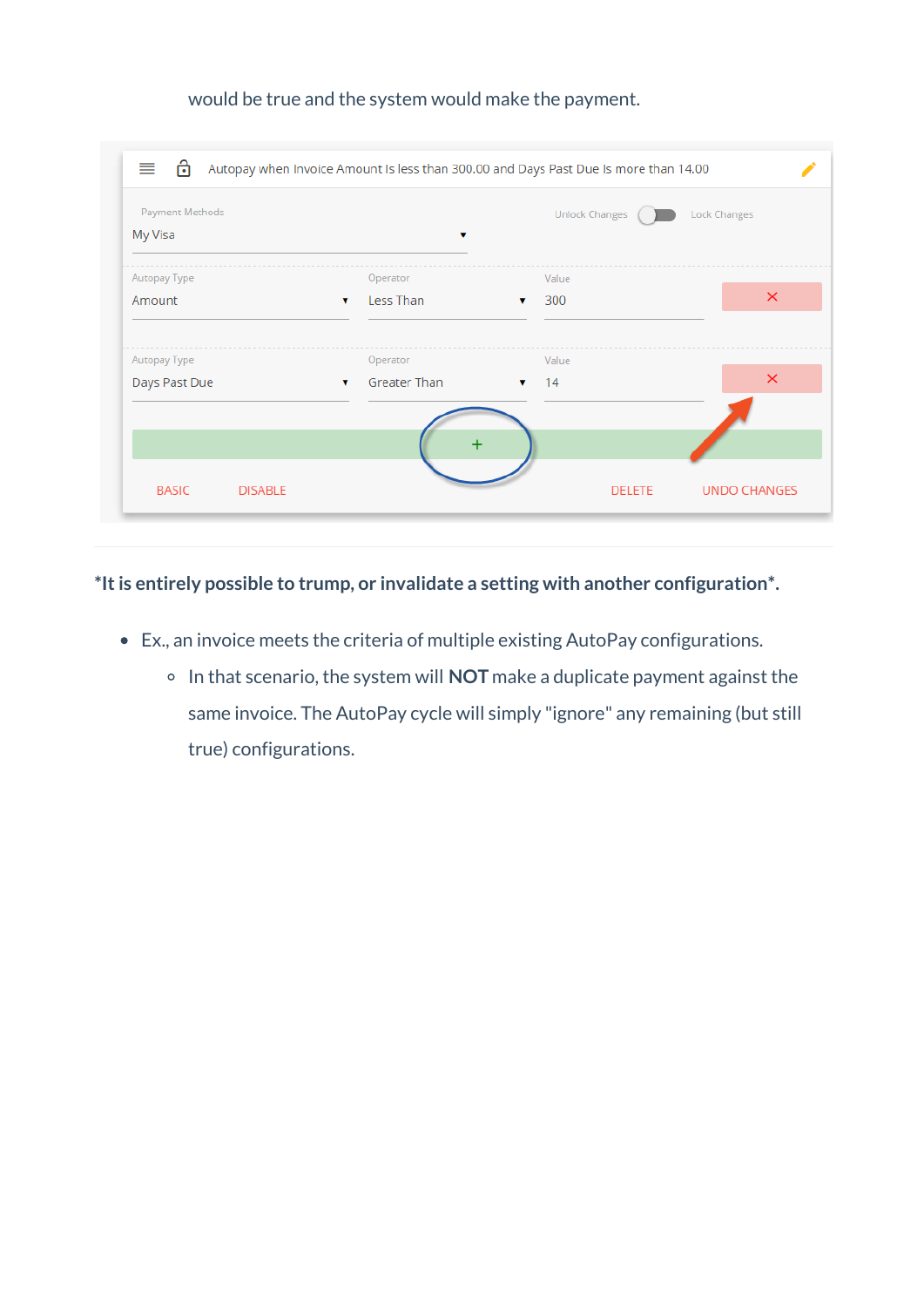would be true and the system would make the payment.

**\*It is entirely possible to trump, or invalidate a setting with another configuration\*.**

- Ex., an invoice meets the criteria of multiple existing AutoPay configurations.
  - In that scenario, the system will **NOT** make a duplicate payment against the same invoice. The AutoPay cycle will simply "ignore" any remaining (but still true) configurations.